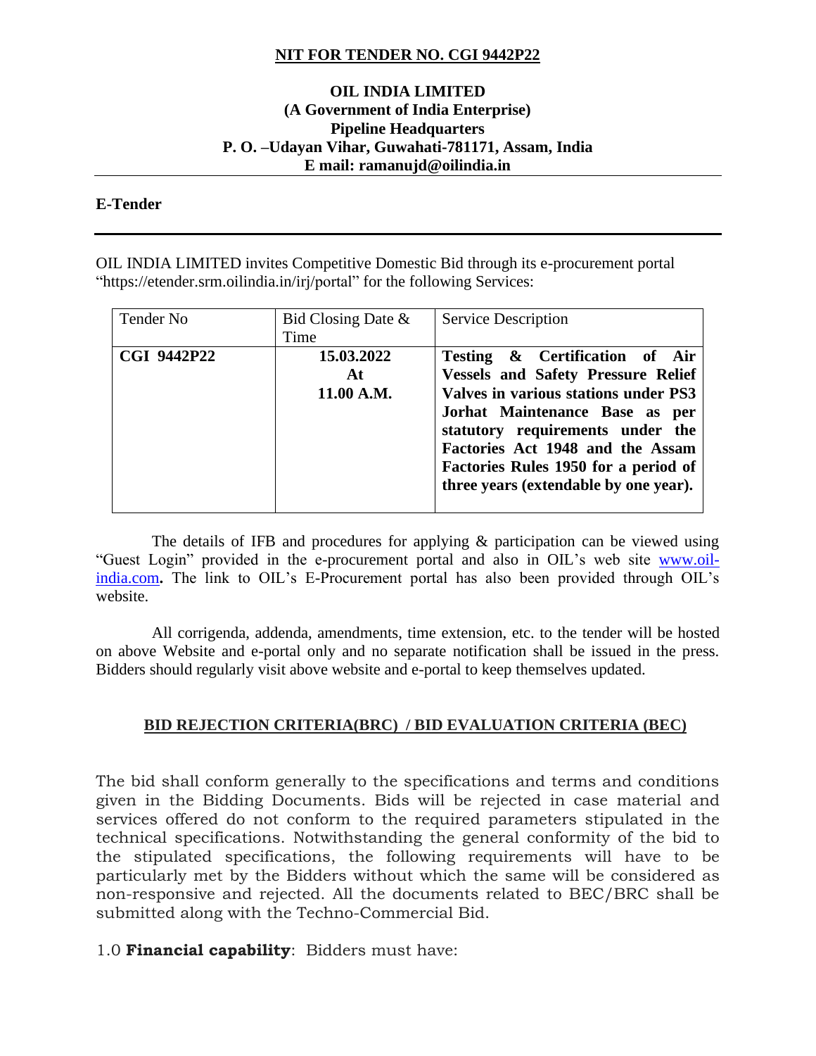## NIT FOR TENDER NO. CGI 9442P22

**OIL INDIA LIMITED**
**(A Government of India Enterprise)**
**Pipeline Headquarters**
**P. O. –Udayan Vihar, Guwahati-781171, Assam, India**
**E mail: ramanujd@oilindia.in**

**E-Tender**

---

OIL INDIA LIMITED invites Competitive Domestic Bid through its e-procurement portal "https://etender.srm.oilindia.in/irj/portal" for the following Services:

| Tender No | Bid Closing Date & Time | Service Description |
|---|---|---|
| **CGI 9442P22** | **15.03.2022 At 11.00 A.M.** | **Testing & Certification of Air Vessels and Safety Pressure Relief Valves in various stations under PS3 Jorhat Maintenance Base as per statutory requirements under the Factories Act 1948 and the Assam Factories Rules 1950 for a period of three years (extendable by one year).** |

The details of IFB and procedures for applying & participation can be viewed using "Guest Login" provided in the e-procurement portal and also in OIL's web site [www.oil-india.com](www.oil-india.com)**.** The link to OIL's E-Procurement portal has also been provided through OIL's website.

All corrigenda, addenda, amendments, time extension, etc. to the tender will be hosted on above Website and e-portal only and no separate notification shall be issued in the press. Bidders should regularly visit above website and e-portal to keep themselves updated.

### BID REJECTION CRITERIA(BRC) / BID EVALUATION CRITERIA (BEC)

The bid shall conform generally to the specifications and terms and conditions given in the Bidding Documents. Bids will be rejected in case material and services offered do not conform to the required parameters stipulated in the technical specifications. Notwithstanding the general conformity of the bid to the stipulated specifications, the following requirements will have to be particularly met by the Bidders without which the same will be considered as non-responsive and rejected. All the documents related to BEC/BRC shall be submitted along with the Techno-Commercial Bid.

1.0 **Financial capability**: Bidders must have: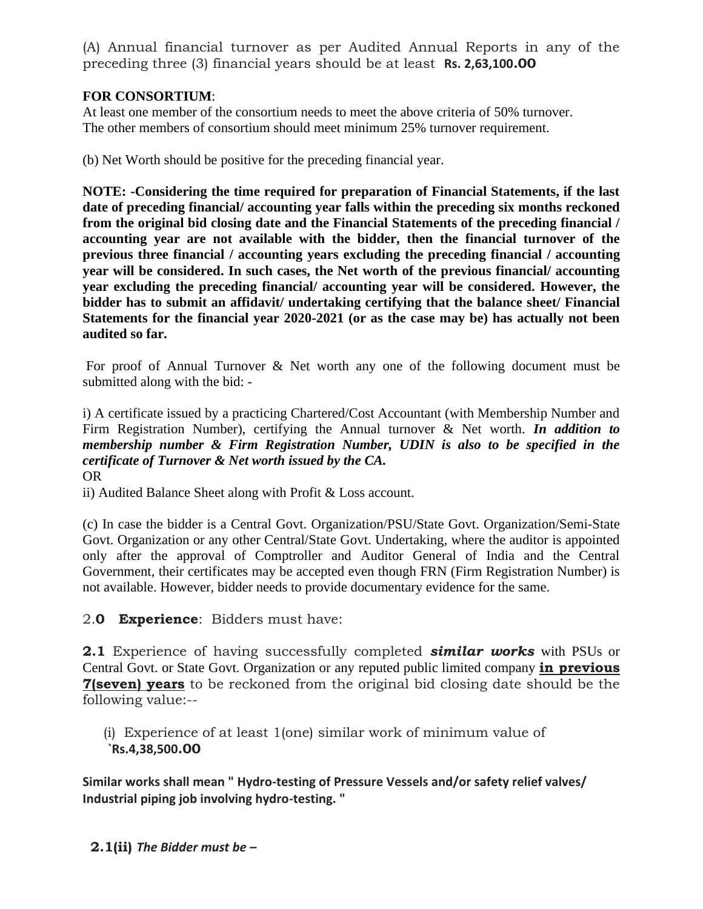(A) Annual financial turnover as per Audited Annual Reports in any of the preceding three (3) financial years should be at least **Rs. 2,63,100.00**

**FOR CONSORTIUM**:
At least one member of the consortium needs to meet the above criteria of 50% turnover.
The other members of consortium should meet minimum 25% turnover requirement.

(b) Net Worth should be positive for the preceding financial year.

**NOTE: -Considering the time required for preparation of Financial Statements, if the last date of preceding financial/ accounting year falls within the preceding six months reckoned from the original bid closing date and the Financial Statements of the preceding financial / accounting year are not available with the bidder, then the financial turnover of the previous three financial / accounting years excluding the preceding financial / accounting year will be considered. In such cases, the Net worth of the previous financial/ accounting year excluding the preceding financial/ accounting year will be considered. However, the bidder has to submit an affidavit/ undertaking certifying that the balance sheet/ Financial Statements for the financial year 2020-2021 (or as the case may be) has actually not been audited so far.**

For proof of Annual Turnover & Net worth any one of the following document must be submitted along with the bid: -

i) A certificate issued by a practicing Chartered/Cost Accountant (with Membership Number and Firm Registration Number), certifying the Annual turnover & Net worth. ***In addition to membership number & Firm Registration Number, UDIN is also to be specified in the certificate of Turnover & Net worth issued by the CA.***
OR
ii) Audited Balance Sheet along with Profit & Loss account.

(c) In case the bidder is a Central Govt. Organization/PSU/State Govt. Organization/Semi-State Govt. Organization or any other Central/State Govt. Undertaking, where the auditor is appointed only after the approval of Comptroller and Auditor General of India and the Central Government, their certificates may be accepted even though FRN (Firm Registration Number) is not available. However, bidder needs to provide documentary evidence for the same.

2.**0 Experience**: Bidders must have:

**2.1** Experience of having successfully completed ***similar works*** with PSUs or Central Govt. or State Govt. Organization or any reputed public limited company **in previous 7(seven) years** to be reckoned from the original bid closing date should be the following value:--

(i) Experience of at least 1(one) similar work of minimum value of **`Rs.4,38,500.00**

**Similar works shall mean " Hydro-testing of Pressure Vessels and/or safety relief valves/ Industrial piping job involving hydro-testing. "**

**2.1(ii)** ***The Bidder must be –***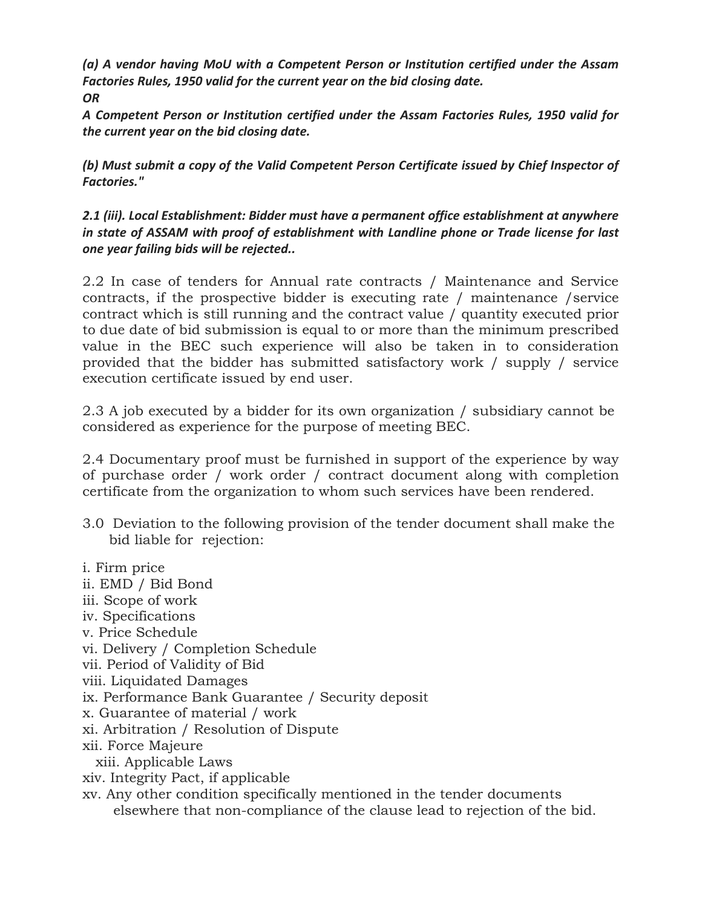***(a) A vendor having MoU with a Competent Person or Institution certified under the Assam Factories Rules, 1950 valid for the current year on the bid closing date.***

***OR***

***A Competent Person or Institution certified under the Assam Factories Rules, 1950 valid for the current year on the bid closing date.***

***(b) Must submit a copy of the Valid Competent Person Certificate issued by Chief Inspector of Factories."***

***2.1 (iii). Local Establishment: Bidder must have a permanent office establishment at anywhere in state of ASSAM with proof of establishment with Landline phone or Trade license for last one year failing bids will be rejected..***

2.2 In case of tenders for Annual rate contracts / Maintenance and Service contracts, if the prospective bidder is executing rate / maintenance /service contract which is still running and the contract value / quantity executed prior to due date of bid submission is equal to or more than the minimum prescribed value in the BEC such experience will also be taken in to consideration provided that the bidder has submitted satisfactory work / supply / service execution certificate issued by end user.

2.3 A job executed by a bidder for its own organization / subsidiary cannot be considered as experience for the purpose of meeting BEC.

2.4 Documentary proof must be furnished in support of the experience by way of purchase order / work order / contract document along with completion certificate from the organization to whom such services have been rendered.

3.0 Deviation to the following provision of the tender document shall make the bid liable for rejection:

i. Firm price
ii. EMD / Bid Bond
iii. Scope of work
iv. Specifications
v. Price Schedule
vi. Delivery / Completion Schedule
vii. Period of Validity of Bid
viii. Liquidated Damages
ix. Performance Bank Guarantee / Security deposit
x. Guarantee of material / work
xi. Arbitration / Resolution of Dispute
xii. Force Majeure
xiii. Applicable Laws
xiv. Integrity Pact, if applicable
xv. Any other condition specifically mentioned in the tender documents elsewhere that non-compliance of the clause lead to rejection of the bid.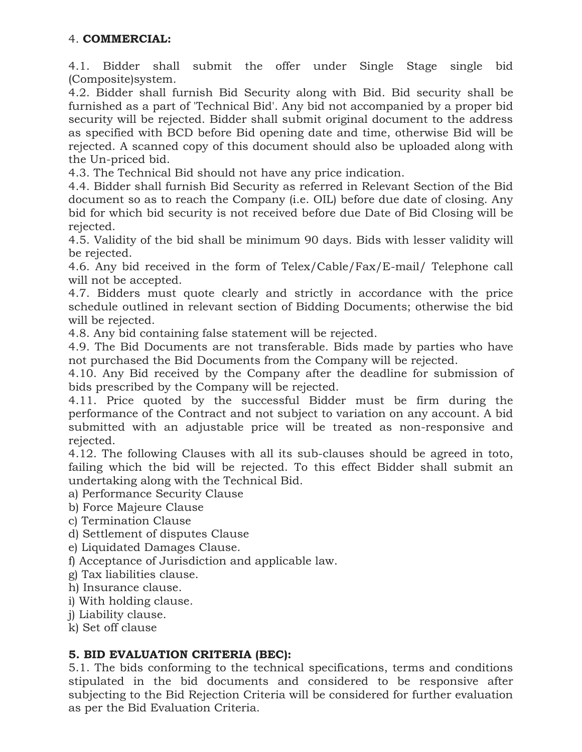4. **COMMERCIAL:**

4.1. Bidder shall submit the offer under Single Stage single bid (Composite)system.

4.2. Bidder shall furnish Bid Security along with Bid. Bid security shall be furnished as a part of 'Technical Bid'. Any bid not accompanied by a proper bid security will be rejected. Bidder shall submit original document to the address as specified with BCD before Bid opening date and time, otherwise Bid will be rejected. A scanned copy of this document should also be uploaded along with the Un-priced bid.

4.3. The Technical Bid should not have any price indication.

4.4. Bidder shall furnish Bid Security as referred in Relevant Section of the Bid document so as to reach the Company (i.e. OIL) before due date of closing. Any bid for which bid security is not received before due Date of Bid Closing will be rejected.

4.5. Validity of the bid shall be minimum 90 days. Bids with lesser validity will be rejected.

4.6. Any bid received in the form of Telex/Cable/Fax/E-mail/ Telephone call will not be accepted.

4.7. Bidders must quote clearly and strictly in accordance with the price schedule outlined in relevant section of Bidding Documents; otherwise the bid will be rejected.

4.8. Any bid containing false statement will be rejected.

4.9. The Bid Documents are not transferable. Bids made by parties who have not purchased the Bid Documents from the Company will be rejected.

4.10. Any Bid received by the Company after the deadline for submission of bids prescribed by the Company will be rejected.

4.11. Price quoted by the successful Bidder must be firm during the performance of the Contract and not subject to variation on any account. A bid submitted with an adjustable price will be treated as non-responsive and rejected.

4.12. The following Clauses with all its sub-clauses should be agreed in toto, failing which the bid will be rejected. To this effect Bidder shall submit an undertaking along with the Technical Bid.

a) Performance Security Clause
b) Force Majeure Clause
c) Termination Clause
d) Settlement of disputes Clause
e) Liquidated Damages Clause.
f) Acceptance of Jurisdiction and applicable law.
g) Tax liabilities clause.
h) Insurance clause.
i) With holding clause.
j) Liability clause.
k) Set off clause

**5. BID EVALUATION CRITERIA (BEC):**

5.1. The bids conforming to the technical specifications, terms and conditions stipulated in the bid documents and considered to be responsive after subjecting to the Bid Rejection Criteria will be considered for further evaluation as per the Bid Evaluation Criteria.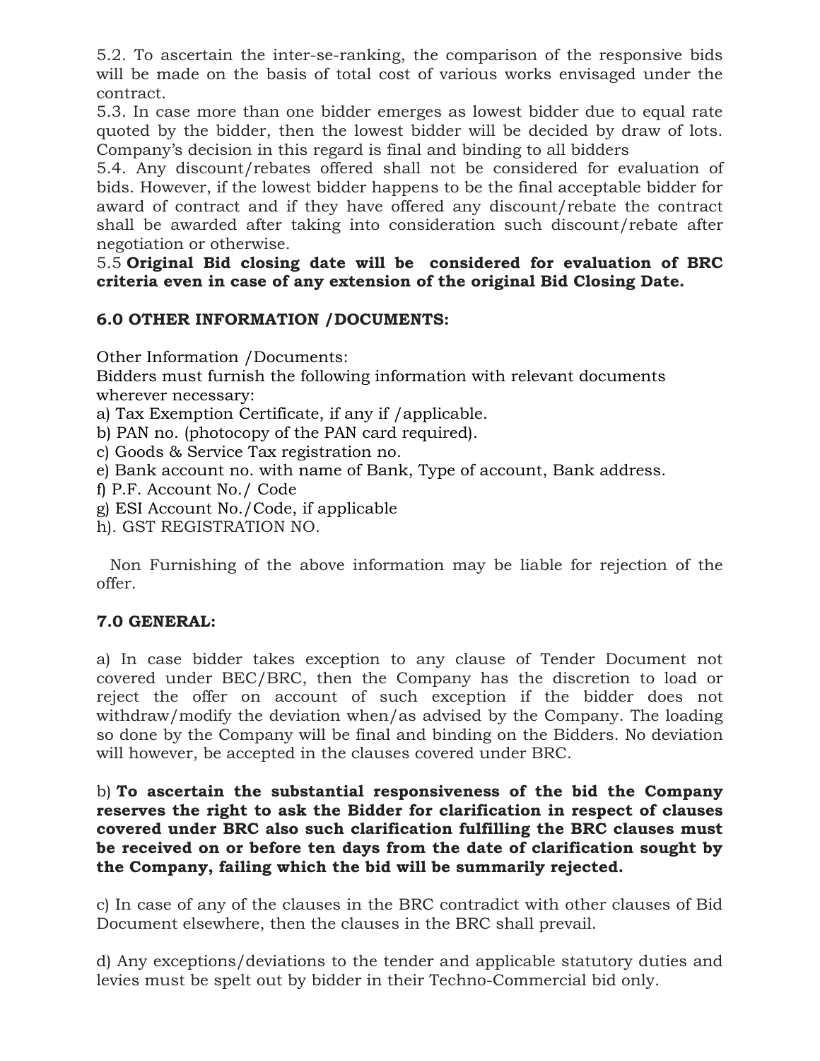5.2. To ascertain the inter-se-ranking, the comparison of the responsive bids will be made on the basis of total cost of various works envisaged under the contract.

5.3. In case more than one bidder emerges as lowest bidder due to equal rate quoted by the bidder, then the lowest bidder will be decided by draw of lots. Company's decision in this regard is final and binding to all bidders

5.4. Any discount/rebates offered shall not be considered for evaluation of bids. However, if the lowest bidder happens to be the final acceptable bidder for award of contract and if they have offered any discount/rebate the contract shall be awarded after taking into consideration such discount/rebate after negotiation or otherwise.

5.5 **Original Bid closing date will be considered for evaluation of BRC criteria even in case of any extension of the original Bid Closing Date.**

## 6.0 OTHER INFORMATION /DOCUMENTS:

Other Information /Documents:

Bidders must furnish the following information with relevant documents wherever necessary:

a) Tax Exemption Certificate, if any if /applicable.
b) PAN no. (photocopy of the PAN card required).
c) Goods & Service Tax registration no.
e) Bank account no. with name of Bank, Type of account, Bank address.
f) P.F. Account No./ Code
g) ESI Account No./Code, if applicable
h). GST REGISTRATION NO.

Non Furnishing of the above information may be liable for rejection of the offer.

## 7.0 GENERAL:

a) In case bidder takes exception to any clause of Tender Document not covered under BEC/BRC, then the Company has the discretion to load or reject the offer on account of such exception if the bidder does not withdraw/modify the deviation when/as advised by the Company. The loading so done by the Company will be final and binding on the Bidders. No deviation will however, be accepted in the clauses covered under BRC.

b) **To ascertain the substantial responsiveness of the bid the Company reserves the right to ask the Bidder for clarification in respect of clauses covered under BRC also such clarification fulfilling the BRC clauses must be received on or before ten days from the date of clarification sought by the Company, failing which the bid will be summarily rejected.**

c) In case of any of the clauses in the BRC contradict with other clauses of Bid Document elsewhere, then the clauses in the BRC shall prevail.

d) Any exceptions/deviations to the tender and applicable statutory duties and levies must be spelt out by bidder in their Techno-Commercial bid only.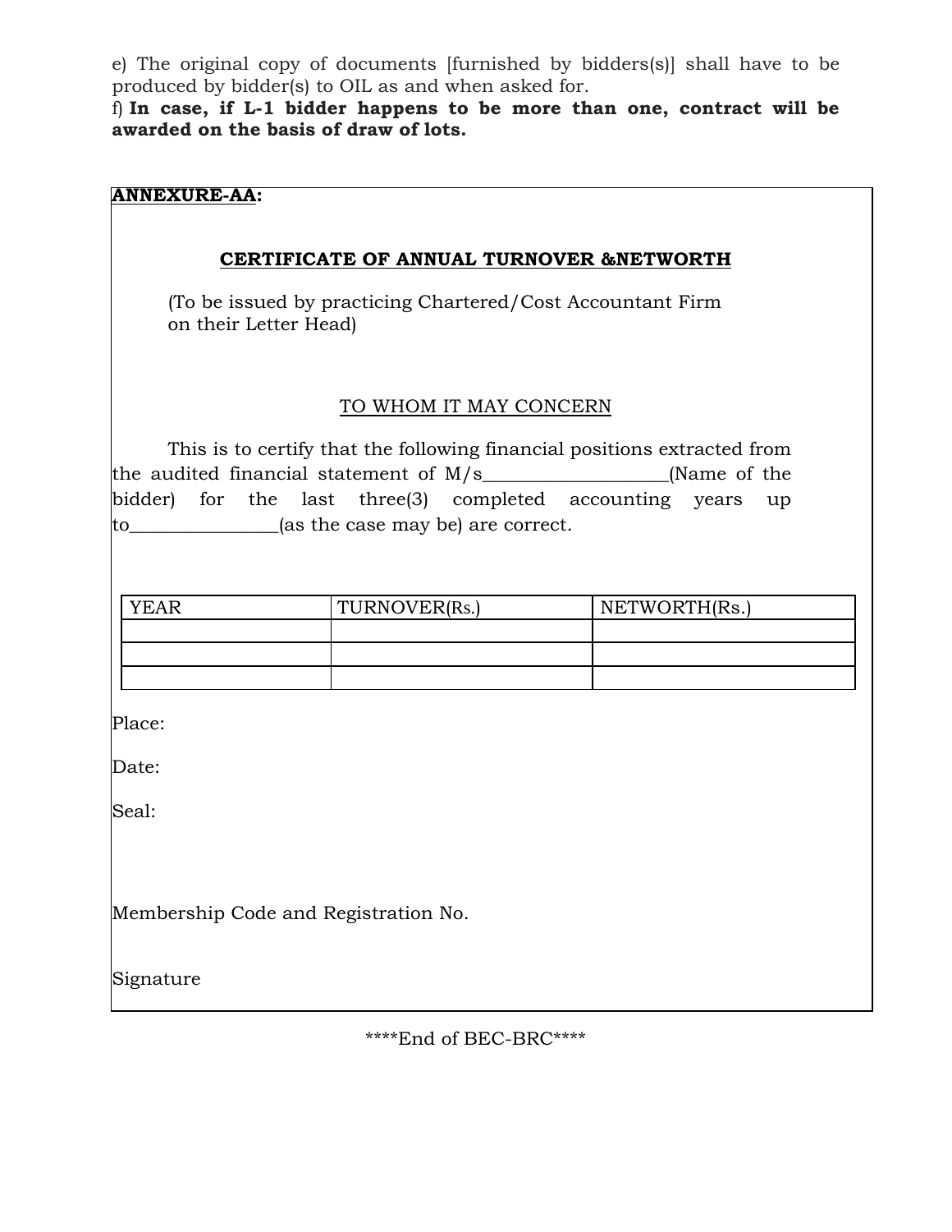e) The original copy of documents [furnished by bidders(s)] shall have to be produced by bidder(s) to OIL as and when asked for.

f) **In case, if L-1 bidder happens to be more than one, contract will be awarded on the basis of draw of lots.**

**ANNEXURE-AA:**

## CERTIFICATE OF ANNUAL TURNOVER &NETWORTH

(To be issued by practicing Chartered/Cost Accountant Firm on their Letter Head)

TO WHOM IT MAY CONCERN

This is to certify that the following financial positions extracted from the audited financial statement of M/s___________________(Name of the bidder) for the last three(3) completed accounting years up to_______________(as the case may be) are correct.

| YEAR | TURNOVER(Rs.) | NETWORTH(Rs.) |
|---|---|---|
| | | |
| | | |
| | | |

Place:

Date:

Seal:

Membership Code and Registration No.

Signature

****End of BEC-BRC****